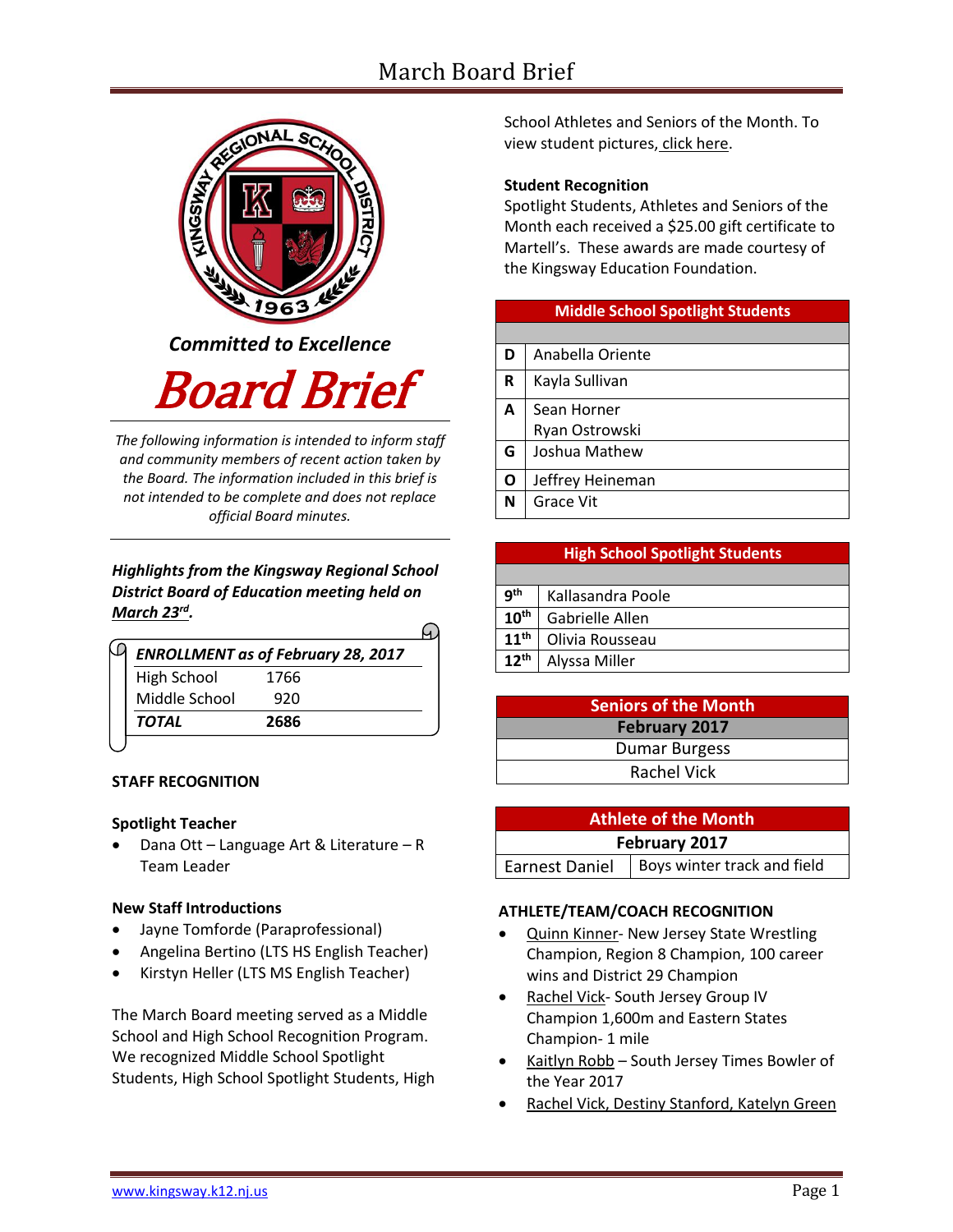# March Board Brief

*Committed to Excellence*

# Board Brief

*The following information is intended to inform staff and community members of recent action taken by the Board. The information included in this brief is not intended to be complete and does not replace official Board minutes.*

***Highlights from the Kingsway Regional School District Board of Education meeting held on March 23rd.***

| ***ENROLLMENT as of February 28, 2017*** | |
|---|---|
| High School | 1766 |
| Middle School | 920 |
| ***TOTAL*** | **2686** |

**STAFF RECOGNITION**

**Spotlight Teacher**

- Dana Ott – Language Art & Literature – R Team Leader

**New Staff Introductions**

- Jayne Tomforde (Paraprofessional)
- Angelina Bertino (LTS HS English Teacher)
- Kirstyn Heller (LTS MS English Teacher)

The March Board meeting served as a Middle School and High School Recognition Program. We recognized Middle School Spotlight Students, High School Spotlight Students, High School Athletes and Seniors of the Month. To view student pictures, click here.

**Student Recognition**

Spotlight Students, Athletes and Seniors of the Month each received a $25.00 gift certificate to Martell's. These awards are made courtesy of the Kingsway Education Foundation.

| Middle School Spotlight Students | |
|---|---|
| D | Anabella Oriente |
| R | Kayla Sullivan |
| A | Sean Horner<br>Ryan Ostrowski |
| G | Joshua Mathew |
| O | Jeffrey Heineman |
| N | Grace Vit |

| High School Spotlight Students | |
|---|---|
| 9th | Kallasandra Poole |
| 10th | Gabrielle Allen |
| 11th | Olivia Rousseau |
| 12th | Alyssa Miller |

| Seniors of the Month |
|---|
| **February 2017** |
| Dumar Burgess |
| Rachel Vick |

| Athlete of the Month | |
|---|---|
| **February 2017** | |
| Earnest Daniel | Boys winter track and field |

**ATHLETE/TEAM/COACH RECOGNITION**

- Quinn Kinner- New Jersey State Wrestling Champion, Region 8 Champion, 100 career wins and District 29 Champion
- Rachel Vick- South Jersey Group IV Champion 1,600m and Eastern States Champion- 1 mile
- Kaitlyn Robb – South Jersey Times Bowler of the Year 2017
- Rachel Vick, Destiny Stanford, Katelyn Green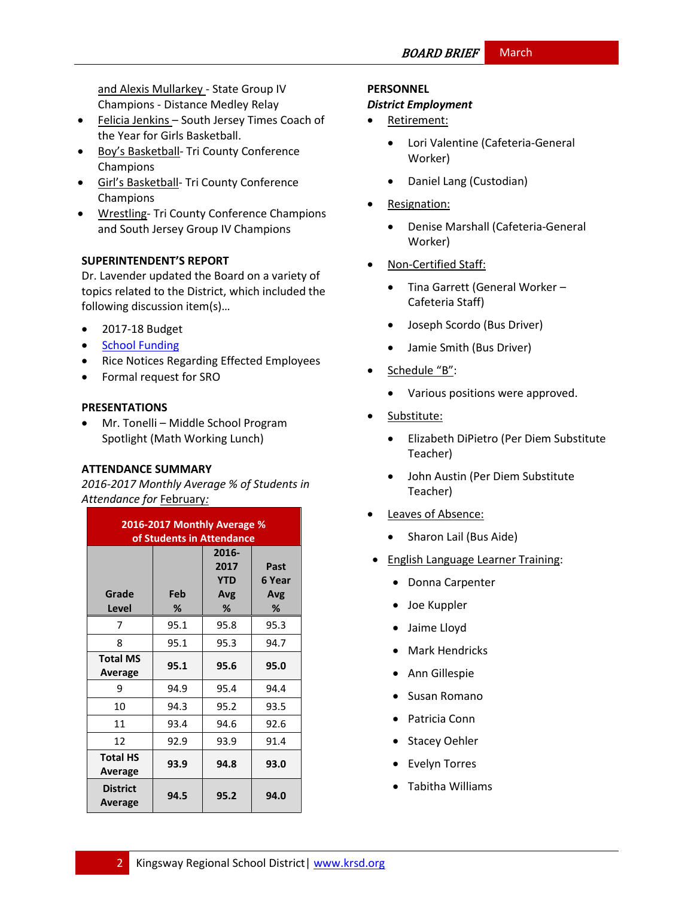and Alexis Mullarkey - State Group IV Champions - Distance Medley Relay

- Felicia Jenkins – South Jersey Times Coach of the Year for Girls Basketball.
- Boy's Basketball- Tri County Conference Champions
- Girl's Basketball- Tri County Conference Champions
- Wrestling- Tri County Conference Champions and South Jersey Group IV Champions

**SUPERINTENDENT'S REPORT**

Dr. Lavender updated the Board on a variety of topics related to the District, which included the following discussion item(s)…

- 2017-18 Budget
- School Funding
- Rice Notices Regarding Effected Employees
- Formal request for SRO

**PRESENTATIONS**

- Mr. Tonelli – Middle School Program Spotlight (Math Working Lunch)

**ATTENDANCE SUMMARY**

*2016-2017 Monthly Average % of Students in Attendance for February:*

| 2016-2017 Monthly Average % of Students in Attendance | | | |
|---|---|---|---|
| Grade Level | Feb % | 2016-2017 YTD Avg % | Past 6 Year Avg % |
| 7 | 95.1 | 95.8 | 95.3 |
| 8 | 95.1 | 95.3 | 94.7 |
| **Total MS Average** | **95.1** | **95.6** | **95.0** |
| 9 | 94.9 | 95.4 | 94.4 |
| 10 | 94.3 | 95.2 | 93.5 |
| 11 | 93.4 | 94.6 | 92.6 |
| 12 | 92.9 | 93.9 | 91.4 |
| **Total HS Average** | **93.9** | **94.8** | **93.0** |
| **District Average** | **94.5** | **95.2** | **94.0** |

**PERSONNEL**

***District Employment***

- Retirement:
  - Lori Valentine (Cafeteria-General Worker)
  - Daniel Lang (Custodian)
- Resignation:
  - Denise Marshall (Cafeteria-General Worker)
- Non-Certified Staff:
  - Tina Garrett (General Worker – Cafeteria Staff)
  - Joseph Scordo (Bus Driver)
  - Jamie Smith (Bus Driver)
- Schedule "B":
  - Various positions were approved.
- Substitute:
  - Elizabeth DiPietro (Per Diem Substitute Teacher)
  - John Austin (Per Diem Substitute Teacher)
- Leaves of Absence:
  - Sharon Lail (Bus Aide)
- English Language Learner Training:
  - Donna Carpenter
  - Joe Kuppler
  - Jaime Lloyd
  - Mark Hendricks
  - Ann Gillespie
  - Susan Romano
  - Patricia Conn
  - Stacey Oehler
  - Evelyn Torres
  - Tabitha Williams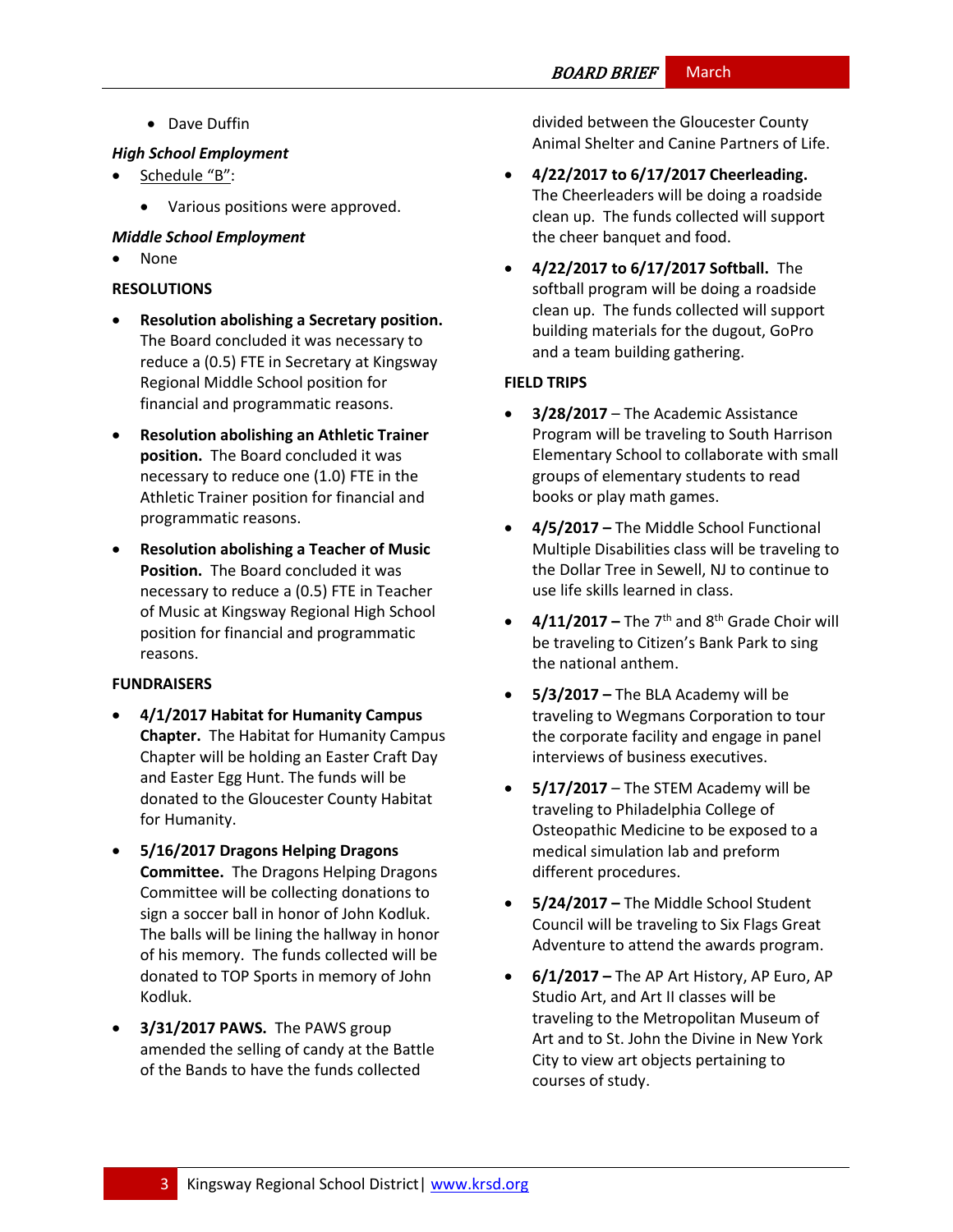- Dave Duffin

***High School Employment***

- Schedule "B":
  - Various positions were approved.

***Middle School Employment***

- None

**RESOLUTIONS**

- **Resolution abolishing a Secretary position.** The Board concluded it was necessary to reduce a (0.5) FTE in Secretary at Kingsway Regional Middle School position for financial and programmatic reasons.
- **Resolution abolishing an Athletic Trainer position.** The Board concluded it was necessary to reduce one (1.0) FTE in the Athletic Trainer position for financial and programmatic reasons.
- **Resolution abolishing a Teacher of Music Position.** The Board concluded it was necessary to reduce a (0.5) FTE in Teacher of Music at Kingsway Regional High School position for financial and programmatic reasons.

**FUNDRAISERS**

- **4/1/2017 Habitat for Humanity Campus Chapter.** The Habitat for Humanity Campus Chapter will be holding an Easter Craft Day and Easter Egg Hunt. The funds will be donated to the Gloucester County Habitat for Humanity.
- **5/16/2017 Dragons Helping Dragons Committee.** The Dragons Helping Dragons Committee will be collecting donations to sign a soccer ball in honor of John Kodluk. The balls will be lining the hallway in honor of his memory. The funds collected will be donated to TOP Sports in memory of John Kodluk.
- **3/31/2017 PAWS.** The PAWS group amended the selling of candy at the Battle of the Bands to have the funds collected divided between the Gloucester County Animal Shelter and Canine Partners of Life.
- **4/22/2017 to 6/17/2017 Cheerleading.** The Cheerleaders will be doing a roadside clean up. The funds collected will support the cheer banquet and food.
- **4/22/2017 to 6/17/2017 Softball.** The softball program will be doing a roadside clean up. The funds collected will support building materials for the dugout, GoPro and a team building gathering.

**FIELD TRIPS**

- **3/28/2017** – The Academic Assistance Program will be traveling to South Harrison Elementary School to collaborate with small groups of elementary students to read books or play math games.
- **4/5/2017 –** The Middle School Functional Multiple Disabilities class will be traveling to the Dollar Tree in Sewell, NJ to continue to use life skills learned in class.
- **4/11/2017 –** The 7th and 8th Grade Choir will be traveling to Citizen's Bank Park to sing the national anthem.
- **5/3/2017 –** The BLA Academy will be traveling to Wegmans Corporation to tour the corporate facility and engage in panel interviews of business executives.
- **5/17/2017** – The STEM Academy will be traveling to Philadelphia College of Osteopathic Medicine to be exposed to a medical simulation lab and preform different procedures.
- **5/24/2017 –** The Middle School Student Council will be traveling to Six Flags Great Adventure to attend the awards program.
- **6/1/2017 –** The AP Art History, AP Euro, AP Studio Art, and Art II classes will be traveling to the Metropolitan Museum of Art and to St. John the Divine in New York City to view art objects pertaining to courses of study.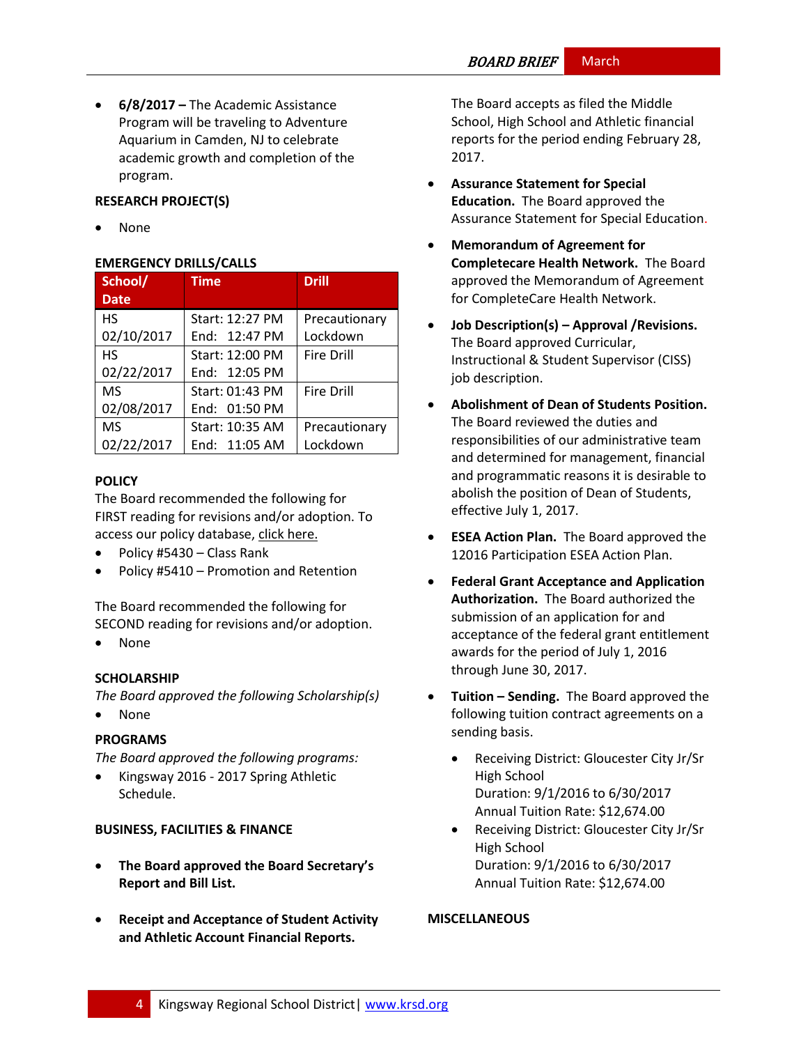- **6/8/2017 –** The Academic Assistance Program will be traveling to Adventure Aquarium in Camden, NJ to celebrate academic growth and completion of the program.

**RESEARCH PROJECT(S)**

- None

**EMERGENCY DRILLS/CALLS**

| School/ Date | Time | Drill |
|---|---|---|
| HS 02/10/2017 | Start: 12:27 PM End: 12:47 PM | Precautionary Lockdown |
| HS 02/22/2017 | Start: 12:00 PM End: 12:05 PM | Fire Drill |
| MS 02/08/2017 | Start: 01:43 PM End: 01:50 PM | Fire Drill |
| MS 02/22/2017 | Start: 10:35 AM End: 11:05 AM | Precautionary Lockdown |

**POLICY**

The Board recommended the following for FIRST reading for revisions and/or adoption. To access our policy database, click here.

- Policy #5430 – Class Rank
- Policy #5410 – Promotion and Retention

The Board recommended the following for SECOND reading for revisions and/or adoption.

- None

**SCHOLARSHIP**

*The Board approved the following Scholarship(s)*

- None

**PROGRAMS**

*The Board approved the following programs:*

- Kingsway 2016 - 2017 Spring Athletic Schedule.

**BUSINESS, FACILITIES & FINANCE**

- **The Board approved the Board Secretary's Report and Bill List.**

- **Receipt and Acceptance of Student Activity and Athletic Account Financial Reports.** The Board accepts as filed the Middle School, High School and Athletic financial reports for the period ending February 28, 2017.

- **Assurance Statement for Special Education.** The Board approved the Assurance Statement for Special Education.

- **Memorandum of Agreement for Completecare Health Network.** The Board approved the Memorandum of Agreement for CompleteCare Health Network.

- **Job Description(s) – Approval /Revisions.** The Board approved Curricular, Instructional & Student Supervisor (CISS) job description.

- **Abolishment of Dean of Students Position.** The Board reviewed the duties and responsibilities of our administrative team and determined for management, financial and programmatic reasons it is desirable to abolish the position of Dean of Students, effective July 1, 2017.

- **ESEA Action Plan.** The Board approved the 12016 Participation ESEA Action Plan.

- **Federal Grant Acceptance and Application Authorization.** The Board authorized the submission of an application for and acceptance of the federal grant entitlement awards for the period of July 1, 2016 through June 30, 2017.

- **Tuition – Sending.** The Board approved the following tuition contract agreements on a sending basis.
  - Receiving District: Gloucester City Jr/Sr High School
    Duration: 9/1/2016 to 6/30/2017
    Annual Tuition Rate: $12,674.00
  - Receiving District: Gloucester City Jr/Sr High School
    Duration: 9/1/2016 to 6/30/2017
    Annual Tuition Rate: $12,674.00

**MISCELLANEOUS**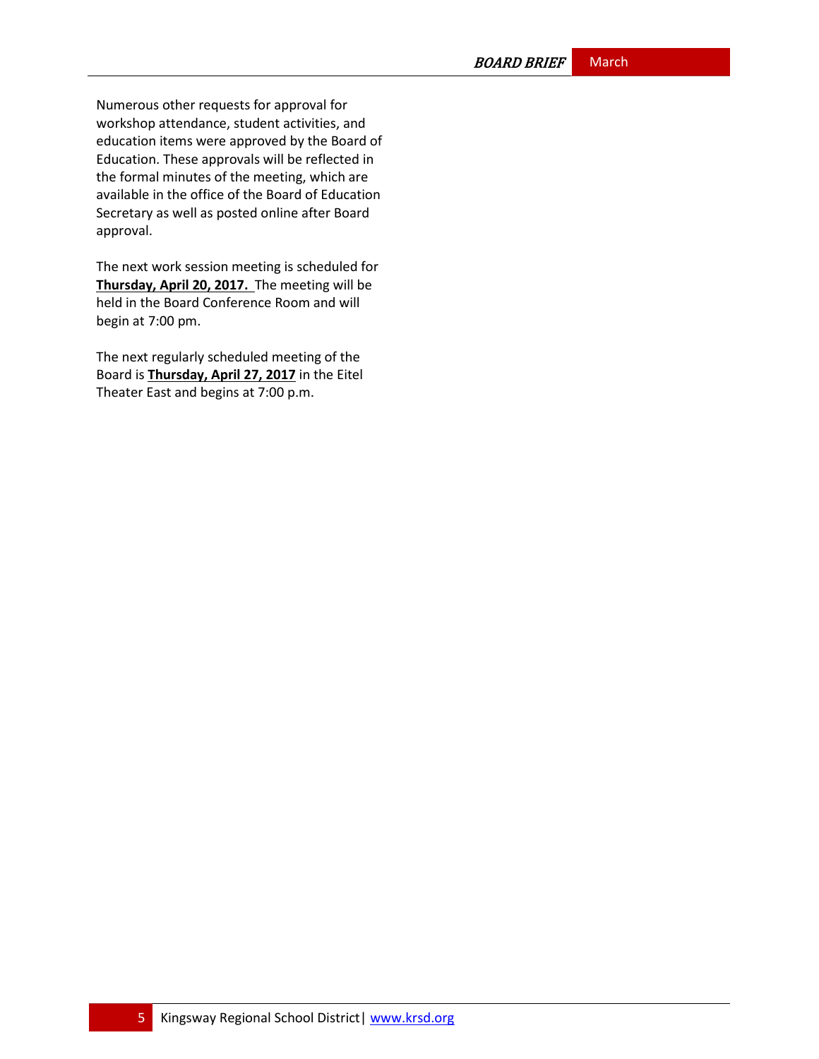Numerous other requests for approval for workshop attendance, student activities, and education items were approved by the Board of Education. These approvals will be reflected in the formal minutes of the meeting, which are available in the office of the Board of Education Secretary as well as posted online after Board approval.

The next work session meeting is scheduled for **Thursday, April 20, 2017.** The meeting will be held in the Board Conference Room and will begin at 7:00 pm.

The next regularly scheduled meeting of the Board is **Thursday, April 27, 2017** in the Eitel Theater East and begins at 7:00 p.m.